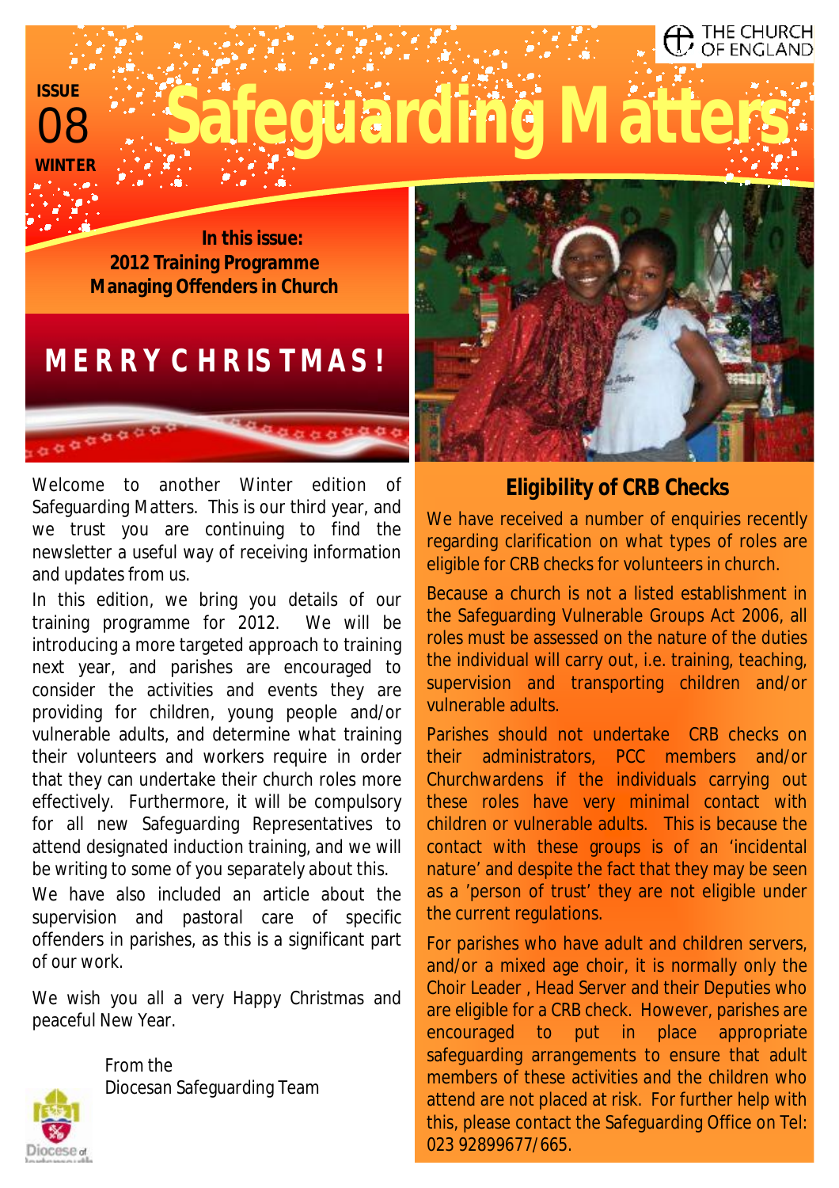THE CHURCH OF ENGLAND

**ISSUE** 08 **WINTER**

# Safeguarding Matters

**In this issue:**
**2012 Training Programme**
**Managing Offenders in Church**

## MERRY CHRISTMAS!

Welcome to another Winter edition of Safeguarding Matters. This is our third year, and we trust you are continuing to find the newsletter a useful way of receiving information and updates from us.

In this edition, we bring you details of our training programme for 2012. We will be introducing a more targeted approach to training next year, and parishes are encouraged to consider the activities and events they are providing for children, young people and/or vulnerable adults, and determine what training their volunteers and workers require in order that they can undertake their church roles more effectively. Furthermore, it will be compulsory for all new Safeguarding Representatives to attend designated induction training, and we will be writing to some of you separately about this.

We have also included an article about the supervision and pastoral care of specific offenders in parishes, as this is a significant part of our work.

We wish you all a very Happy Christmas and peaceful New Year.

From the
Diocesan Safeguarding Team

## Eligibility of CRB Checks

We have received a number of enquiries recently regarding clarification on what types of roles are eligible for CRB checks for volunteers in church.

Because a church is not a listed establishment in the Safeguarding Vulnerable Groups Act 2006, all roles must be assessed on the nature of the duties the individual will carry out, i.e. training, teaching, supervision and transporting children and/or vulnerable adults.

Parishes should not undertake CRB checks on their administrators, PCC members and/or Churchwardens if the individuals carrying out these roles have very minimal contact with children or vulnerable adults. This is because the contact with these groups is of an 'incidental nature' and despite the fact that they may be seen as a 'person of trust' they are not eligible under the current regulations.

For parishes who have adult and children servers, and/or a mixed age choir, it is normally only the Choir Leader , Head Server and their Deputies who are eligible for a CRB check. However, parishes are encouraged to put in place appropriate safeguarding arrangements to ensure that adult members of these activities and the children who attend are not placed at risk. For further help with this, please contact the Safeguarding Office on Tel: 023 92899677/665.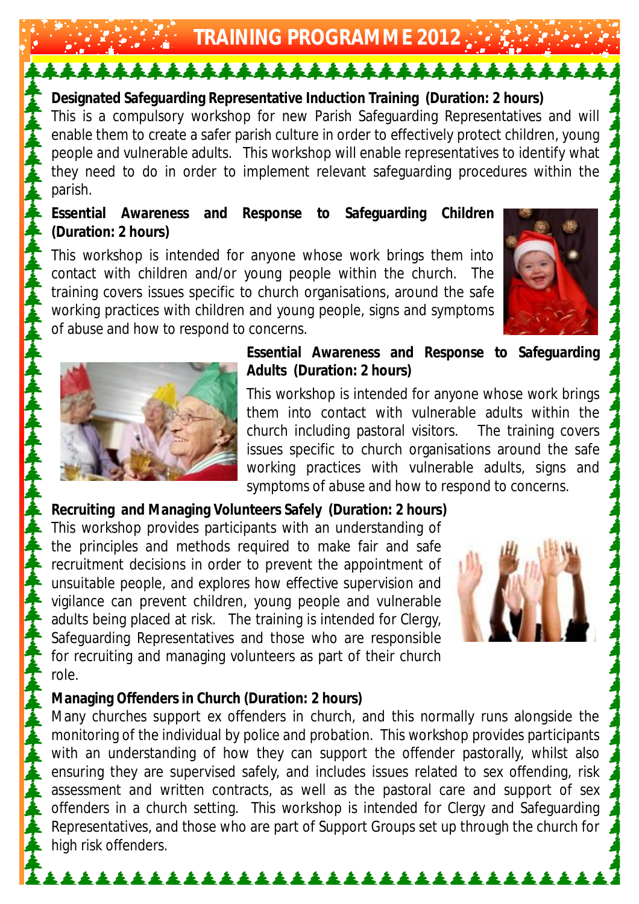# TRAINING PROGRAMME 2012

**Designated Safeguarding Representative Induction Training (Duration: 2 hours)**

This is a compulsory workshop for new Parish Safeguarding Representatives and will enable them to create a safer parish culture in order to effectively protect children, young people and vulnerable adults. This workshop will enable representatives to identify what they need to do in order to implement relevant safeguarding procedures within the parish.

**Essential Awareness and Response to Safeguarding Children (Duration: 2 hours)**

This workshop is intended for anyone whose work brings them into contact with children and/or young people within the church. The training covers issues specific to church organisations, around the safe working practices with children and young people, signs and symptoms of abuse and how to respond to concerns.

**Essential Awareness and Response to Safeguarding Adults (Duration: 2 hours)**

This workshop is intended for anyone whose work brings them into contact with vulnerable adults within the church including pastoral visitors. The training covers issues specific to church organisations around the safe working practices with vulnerable adults, signs and symptoms of abuse and how to respond to concerns.

**Recruiting and Managing Volunteers Safely (Duration: 2 hours)**

This workshop provides participants with an understanding of the principles and methods required to make fair and safe recruitment decisions in order to prevent the appointment of unsuitable people, and explores how effective supervision and vigilance can prevent children, young people and vulnerable adults being placed at risk. The training is intended for Clergy, Safeguarding Representatives and those who are responsible for recruiting and managing volunteers as part of their church role.

**Managing Offenders in Church (Duration: 2 hours)**

Many churches support ex offenders in church, and this normally runs alongside the monitoring of the individual by police and probation. This workshop provides participants with an understanding of how they can support the offender pastorally, whilst also ensuring they are supervised safely, and includes issues related to sex offending, risk assessment and written contracts, as well as the pastoral care and support of sex offenders in a church setting. This workshop is intended for Clergy and Safeguarding Representatives, and those who are part of Support Groups set up through the church for high risk offenders.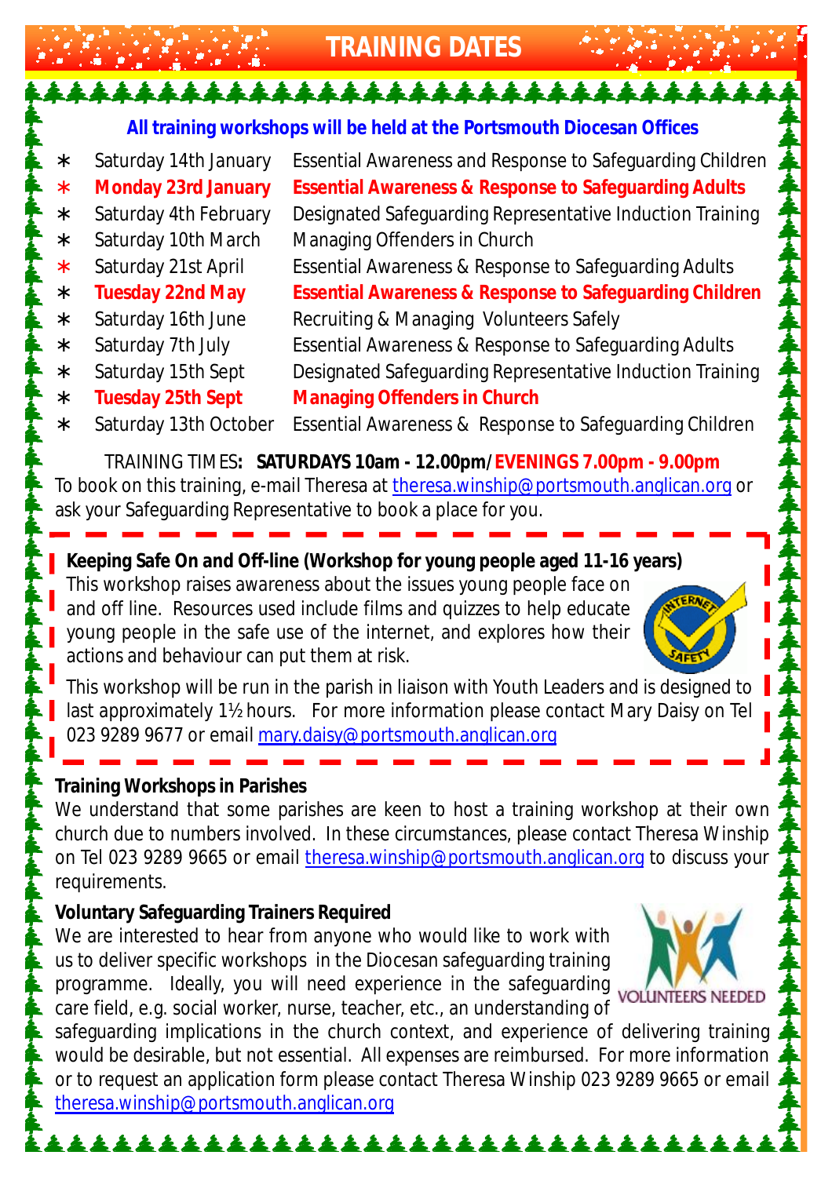# TRAINING DATES

**All training workshops will be held at the Portsmouth Diocesan Offices**

- Saturday 14th January — Essential Awareness and Response to Safeguarding Children
- **Monday 23rd January — Essential Awareness & Response to Safeguarding Adults**
- Saturday 4th February — Designated Safeguarding Representative Induction Training
- Saturday 10th March — Managing Offenders in Church
- Saturday 21st April — Essential Awareness & Response to Safeguarding Adults
- **Tuesday 22nd May — Essential Awareness & Response to Safeguarding Children**
- Saturday 16th June — Recruiting & Managing Volunteers Safely
- Saturday 7th July — Essential Awareness & Response to Safeguarding Adults
- Saturday 15th Sept — Designated Safeguarding Representative Induction Training
- **Tuesday 25th Sept — Managing Offenders in Church**
- Saturday 13th October — Essential Awareness & Response to Safeguarding Children

TRAINING TIMES**: SATURDAYS 10am - 12.00pm/EVENINGS 7.00pm - 9.00pm**
To book on this training, e-mail Theresa at theresa.winship@portsmouth.anglican.org or ask your Safeguarding Representative to book a place for you.

**Keeping Safe On and Off-line (Workshop for young people aged 11-16 years)**
This workshop raises awareness about the issues young people face on and off line. Resources used include films and quizzes to help educate young people in the safe use of the internet, and explores how their actions and behaviour can put them at risk.

This workshop will be run in the parish in liaison with Youth Leaders and is designed to last approximately 1½ hours. For more information please contact Mary Daisy on Tel 023 9289 9677 or email mary.daisy@portsmouth.anglican.org

**Training Workshops in Parishes**
We understand that some parishes are keen to host a training workshop at their own church due to numbers involved. In these circumstances, please contact Theresa Winship on Tel 023 9289 9665 or email theresa.winship@portsmouth.anglican.org to discuss your requirements.

**Voluntary Safeguarding Trainers Required**
We are interested to hear from anyone who would like to work with us to deliver specific workshops in the Diocesan safeguarding training programme. Ideally, you will need experience in the safeguarding care field, e.g. social worker, nurse, teacher, etc., an understanding of safeguarding implications in the church context, and experience of delivering training would be desirable, but not essential. All expenses are reimbursed. For more information or to request an application form please contact Theresa Winship 023 9289 9665 or email theresa.winship@portsmouth.anglican.org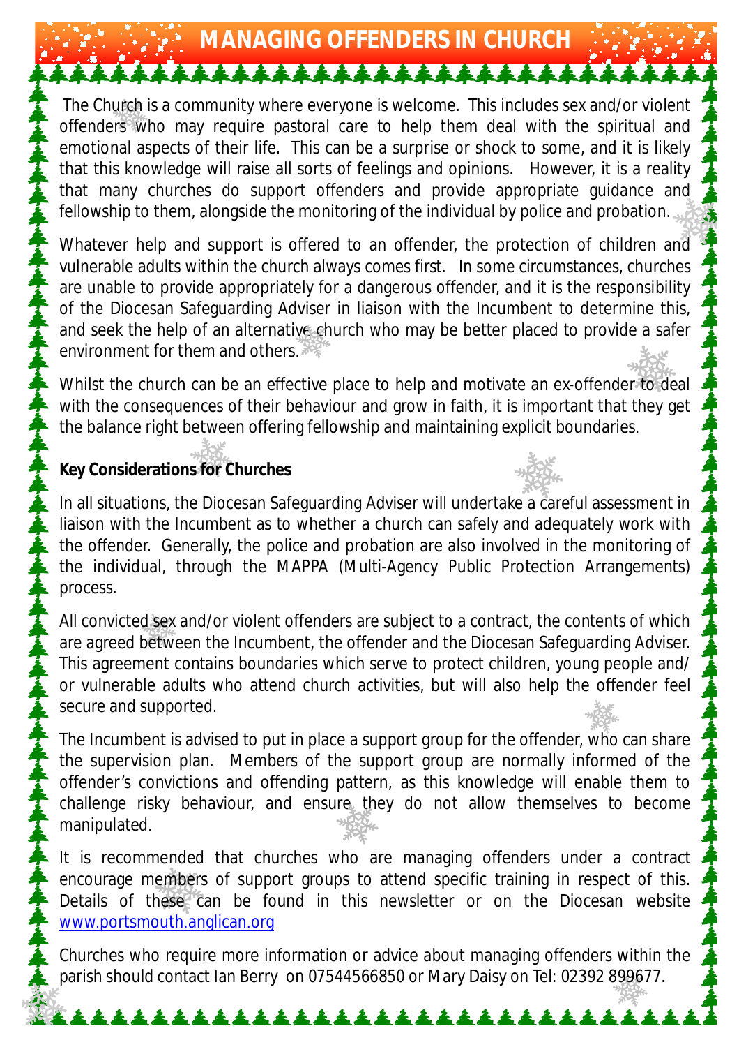# MANAGING OFFENDERS IN CHURCH

The Church is a community where everyone is welcome. This includes sex and/or violent offenders who may require pastoral care to help them deal with the spiritual and emotional aspects of their life. This can be a surprise or shock to some, and it is likely that this knowledge will raise all sorts of feelings and opinions. However, it is a reality that many churches do support offenders and provide appropriate guidance and fellowship to them, alongside the monitoring of the individual by police and probation.

Whatever help and support is offered to an offender, the protection of children and vulnerable adults within the church always comes first. In some circumstances, churches are unable to provide appropriately for a dangerous offender, and it is the responsibility of the Diocesan Safeguarding Adviser in liaison with the Incumbent to determine this, and seek the help of an alternative church who may be better placed to provide a safer environment for them and others.

Whilst the church can be an effective place to help and motivate an ex-offender to deal with the consequences of their behaviour and grow in faith, it is important that they get the balance right between offering fellowship and maintaining explicit boundaries.

**Key Considerations for Churches**

In all situations, the Diocesan Safeguarding Adviser will undertake a careful assessment in liaison with the Incumbent as to whether a church can safely and adequately work with the offender. Generally, the police and probation are also involved in the monitoring of the individual, through the MAPPA (Multi-Agency Public Protection Arrangements) process.

All convicted sex and/or violent offenders are subject to a contract, the contents of which are agreed between the Incumbent, the offender and the Diocesan Safeguarding Adviser. This agreement contains boundaries which serve to protect children, young people and/or vulnerable adults who attend church activities, but will also help the offender feel secure and supported.

The Incumbent is advised to put in place a support group for the offender, who can share the supervision plan. Members of the support group are normally informed of the offender's convictions and offending pattern, as this knowledge will enable them to challenge risky behaviour, and ensure they do not allow themselves to become manipulated.

It is recommended that churches who are managing offenders under a contract encourage members of support groups to attend specific training in respect of this. Details of these can be found in this newsletter or on the Diocesan website www.portsmouth.anglican.org

Churches who require more information or advice about managing offenders within the parish should contact Ian Berry on 07544566850 or Mary Daisy on Tel: 02392 899677.